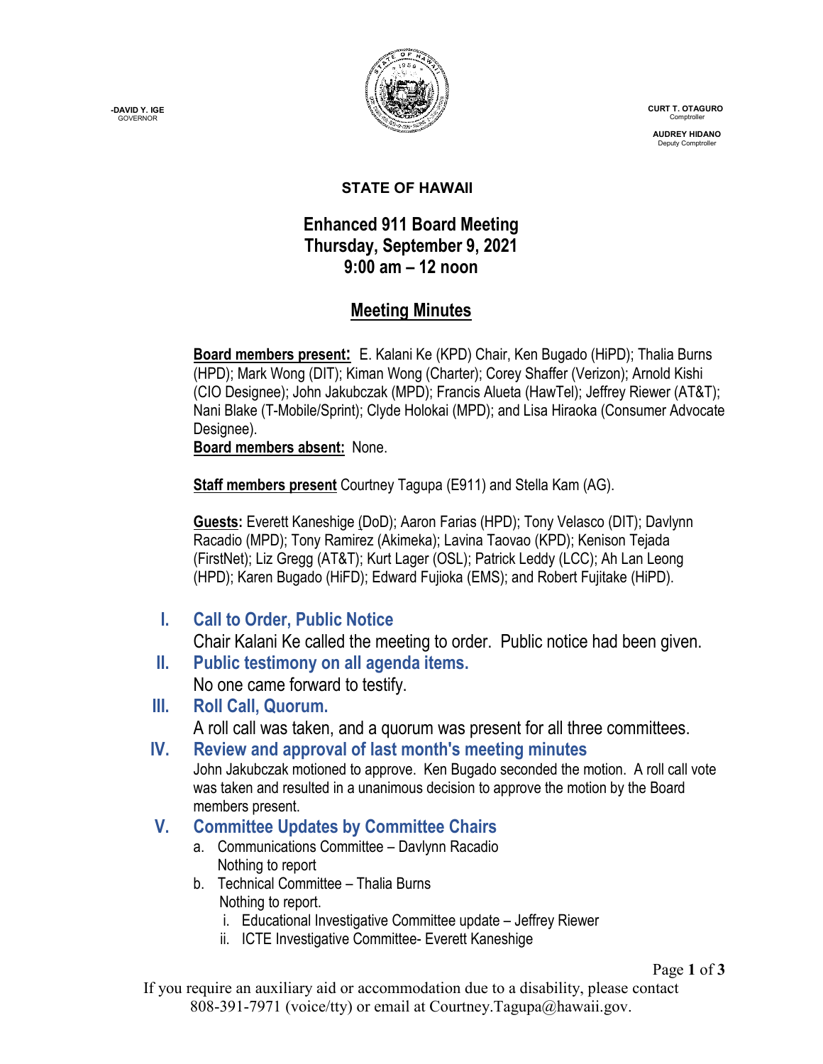**-DAVID Y. IGE**
GOVERNOR

**CURT T. OTAGURO**
Comptroller

**AUDREY HIDANO**
Deputy Comptroller

**STATE OF HAWAII**

# Enhanced 911 Board Meeting
## Thursday, September 9, 2021
## 9:00 am – 12 noon

## Meeting Minutes

**Board members present:** E. Kalani Ke (KPD) Chair, Ken Bugado (HiPD); Thalia Burns (HPD); Mark Wong (DIT); Kiman Wong (Charter); Corey Shaffer (Verizon); Arnold Kishi (CIO Designee); John Jakubczak (MPD); Francis Alueta (HawTel); Jeffrey Riewer (AT&T); Nani Blake (T-Mobile/Sprint); Clyde Holokai (MPD); and Lisa Hiraoka (Consumer Advocate Designee).
**Board members absent:** None.

**Staff members present** Courtney Tagupa (E911) and Stella Kam (AG).

**Guests:** Everett Kaneshige (DoD); Aaron Farias (HPD); Tony Velasco (DIT); Davlynn Racadio (MPD); Tony Ramirez (Akimeka); Lavina Taovao (KPD); Kenison Tejada (FirstNet); Liz Gregg (AT&T); Kurt Lager (OSL); Patrick Leddy (LCC); Ah Lan Leong (HPD); Karen Bugado (HiFD); Edward Fujioka (EMS); and Robert Fujitake (HiPD).

### I. Call to Order, Public Notice
Chair Kalani Ke called the meeting to order. Public notice had been given.

### II. Public testimony on all agenda items.
No one came forward to testify.

### III. Roll Call, Quorum.
A roll call was taken, and a quorum was present for all three committees.

### IV. Review and approval of last month's meeting minutes
John Jakubczak motioned to approve. Ken Bugado seconded the motion. A roll call vote was taken and resulted in a unanimous decision to approve the motion by the Board members present.

### V. Committee Updates by Committee Chairs
a. Communications Committee – Davlynn Racadio
   Nothing to report
b. Technical Committee – Thalia Burns
   Nothing to report.
   i. Educational Investigative Committee update – Jeffrey Riewer
   ii. ICTE Investigative Committee- Everett Kaneshige

If you require an auxiliary aid or accommodation due to a disability, please contact 808-391-7971 (voice/tty) or email at Courtney.Tagupa@hawaii.gov.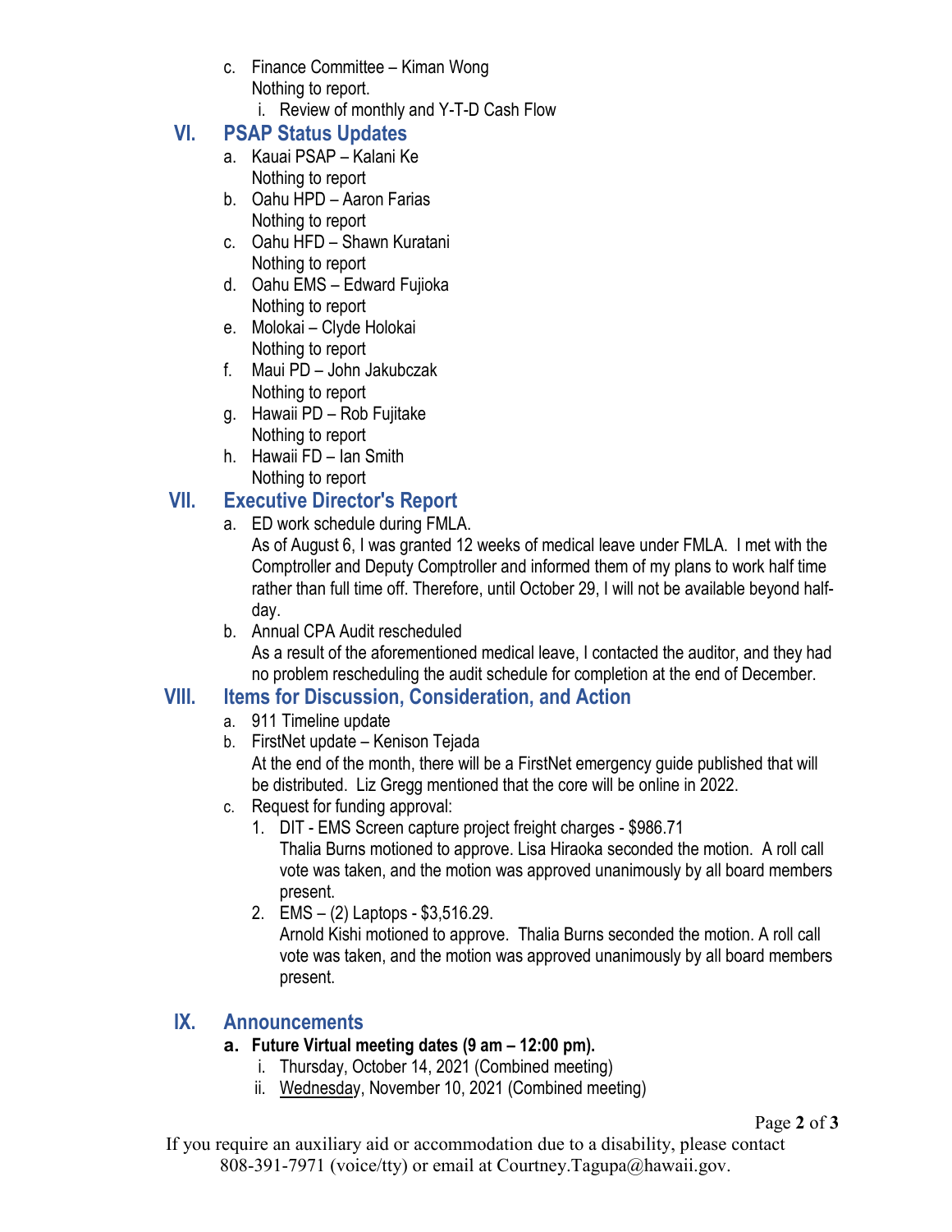c. Finance Committee – Kiman Wong
   Nothing to report.
   i. Review of monthly and Y-T-D Cash Flow

## VI. PSAP Status Updates

a. Kauai PSAP – Kalani Ke
   Nothing to report
b. Oahu HPD – Aaron Farias
   Nothing to report
c. Oahu HFD – Shawn Kuratani
   Nothing to report
d. Oahu EMS – Edward Fujioka
   Nothing to report
e. Molokai – Clyde Holokai
   Nothing to report
f. Maui PD – John Jakubczak
   Nothing to report
g. Hawaii PD – Rob Fujitake
   Nothing to report
h. Hawaii FD – Ian Smith
   Nothing to report

## VII. Executive Director's Report

a. ED work schedule during FMLA.
   As of August 6, I was granted 12 weeks of medical leave under FMLA. I met with the Comptroller and Deputy Comptroller and informed them of my plans to work half time rather than full time off. Therefore, until October 29, I will not be available beyond half-day.
b. Annual CPA Audit rescheduled
   As a result of the aforementioned medical leave, I contacted the auditor, and they had no problem rescheduling the audit schedule for completion at the end of December.

## VIII. Items for Discussion, Consideration, and Action

a. 911 Timeline update
b. FirstNet update – Kenison Tejada
   At the end of the month, there will be a FirstNet emergency guide published that will be distributed. Liz Gregg mentioned that the core will be online in 2022.
c. Request for funding approval:
   1. DIT - EMS Screen capture project freight charges - $986.71
      Thalia Burns motioned to approve. Lisa Hiraoka seconded the motion. A roll call vote was taken, and the motion was approved unanimously by all board members present.
   2. EMS – (2) Laptops - $3,516.29.
      Arnold Kishi motioned to approve. Thalia Burns seconded the motion. A roll call vote was taken, and the motion was approved unanimously by all board members present.

## IX. Announcements

a. **Future Virtual meeting dates (9 am – 12:00 pm).**
   i. Thursday, October 14, 2021 (Combined meeting)
   ii. Wednesday, November 10, 2021 (Combined meeting)

If you require an auxiliary aid or accommodation due to a disability, please contact 808-391-7971 (voice/tty) or email at Courtney.Tagupa@hawaii.gov.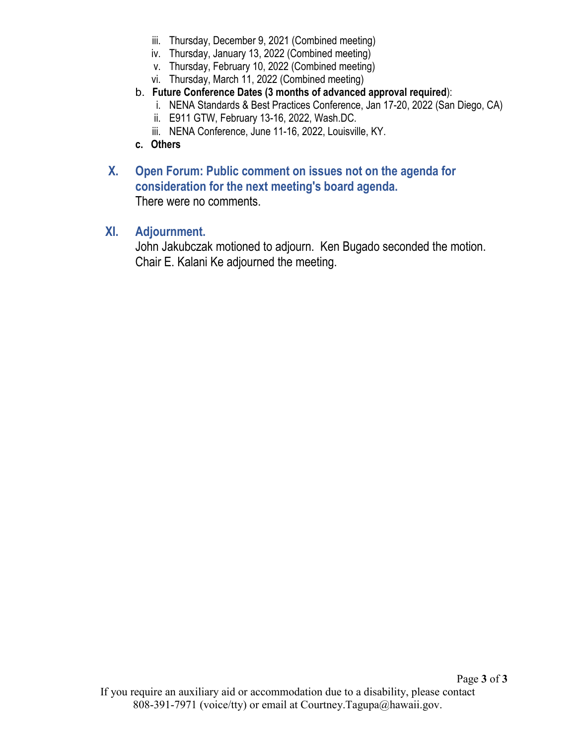iii. Thursday, December 9, 2021 (Combined meeting)
   iv. Thursday, January 13, 2022 (Combined meeting)
   v. Thursday, February 10, 2022 (Combined meeting)
   vi. Thursday, March 11, 2022 (Combined meeting)

b. **Future Conference Dates (3 months of advanced approval required)**:
   i. NENA Standards & Best Practices Conference, Jan 17-20, 2022 (San Diego, CA)
   ii. E911 GTW, February 13-16, 2022, Wash.DC.
   iii. NENA Conference, June 11-16, 2022, Louisville, KY.

c. **Others**

## X. Open Forum: Public comment on issues not on the agenda for consideration for the next meeting's board agenda.

There were no comments.

## XI. Adjournment.

John Jakubczak motioned to adjourn. Ken Bugado seconded the motion. Chair E. Kalani Ke adjourned the meeting.

If you require an auxiliary aid or accommodation due to a disability, please contact 808-391-7971 (voice/tty) or email at Courtney.Tagupa@hawaii.gov.